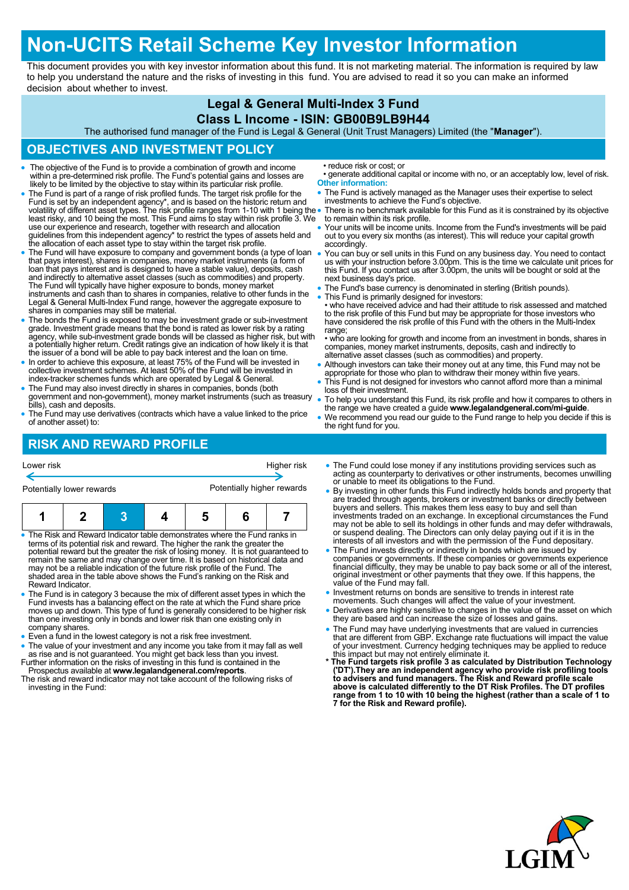# Non-UCITS Retail Scheme Key Investor Information

This document provides you with key investor information about this fund. It is not marketing material. The information is required by law to help you understand the nature and the risks of investing in this fund. You are advised to read it so you can make an informed decision about whether to invest.

## Legal & General Multi-Index 3 Fund
## Class L Income - ISIN: GB00B9LB9H44

The authorised fund manager of the Fund is Legal & General (Unit Trust Managers) Limited (the "**Manager**").

## OBJECTIVES AND INVESTMENT POLICY

- The objective of the Fund is to provide a combination of growth and income within a pre-determined risk profile. The Fund's potential gains and losses are likely to be limited by the objective to stay within its particular risk profile.
- The Fund is part of a range of risk profiled funds. The target risk profile for the Fund is set by an independent agency*, and is based on the historic return and volatility of different asset types. The risk profile ranges from 1-10 with 1 being the least risky, and 10 being the most. This Fund aims to stay within risk profile 3. We use our experience and research, together with research and allocation guidelines from this independent agency* to restrict the types of assets held and the allocation of each asset type to stay within the target risk profile.
- The Fund will have exposure to company and government bonds (a type of loan that pays interest), shares in companies, money market instruments (a form of loan that pays interest and is designed to have a stable value), deposits, cash and indirectly to alternative asset classes (such as commodities) and property. The Fund will typically have higher exposure to bonds, money market instruments and cash than to shares in companies, relative to other funds in the Legal & General Multi-Index Fund range, however the aggregate exposure to shares in companies may still be material.
- The bonds the Fund is exposed to may be investment grade or sub-investment grade. Investment grade means that the bond is rated as lower risk by a rating agency, while sub-investment grade bonds will be classed as higher risk, but with a potentially higher return. Credit ratings give an indication of how likely it is that the issuer of a bond will be able to pay back interest and the loan on time.
- In order to achieve this exposure, at least 75% of the Fund will be invested in collective investment schemes. At least 50% of the Fund will be invested in index-tracker schemes funds which are operated by Legal & General.
- The Fund may also invest directly in shares in companies, bonds (both government and non-government), money market instruments (such as treasury bills), cash and deposits.
- The Fund may use derivatives (contracts which have a value linked to the price of another asset) to:
  • reduce risk or cost; or
  • generate additional capital or income with no, or an acceptably low, level of risk.

**Other information:**

- The Fund is actively managed as the Manager uses their expertise to select investments to achieve the Fund's objective.
- There is no benchmark available for this Fund as it is constrained by its objective to remain within its risk profile.
- Your units will be income units. Income from the Fund's investments will be paid out to you every six months (as interest). This will reduce your capital growth accordingly.
- You can buy or sell units in this Fund on any business day. You need to contact us with your instruction before 3.00pm. This is the time we calculate unit prices for this Fund. If you contact us after 3.00pm, the units will be bought or sold at the next business day's price.
- The Fund's base currency is denominated in sterling (British pounds).
- This Fund is primarily designed for investors:
  • who have received advice and had their attitude to risk assessed and matched to the risk profile of this Fund but may be appropriate for those investors who have considered the risk profile of this Fund with the others in the Multi-Index range;
  • who are looking for growth and income from an investment in bonds, shares in companies, money market instruments, deposits, cash and indirectly to alternative asset classes (such as commodities) and property.
- Although investors can take their money out at any time, this Fund may not be appropriate for those who plan to withdraw their money within five years.
- This Fund is not designed for investors who cannot afford more than a minimal loss of their investment.
- To help you understand this Fund, its risk profile and how it compares to others in the range we have created a guide **www.legalandgeneral.com/mi-guide**.
- We recommend you read our guide to the Fund range to help you decide if this is the right fund for you.

## RISK AND REWARD PROFILE

Lower risk ← → Higher risk

Potentially lower rewards — Potentially higher rewards

| 1 | 2 | **3** | 4 | 5 | 6 | 7 |
|---|---|---|---|---|---|---|

- The Risk and Reward Indicator table demonstrates where the Fund ranks in terms of its potential risk and reward. The higher the rank the greater the potential reward but the greater the risk of losing money. It is not guaranteed to remain the same and may change over time. It is based on historical data and may not be a reliable indication of the future risk profile of the Fund. The shaded area in the table above shows the Fund's ranking on the Risk and Reward Indicator.
- The Fund is in category 3 because the mix of different asset types in which the Fund invests has a balancing effect on the rate at which the Fund share price moves up and down. This type of fund is generally considered to be higher risk than one investing only in bonds and lower risk than one existing only in company shares.
- Even a fund in the lowest category is not a risk free investment.
- The value of your investment and any income you take from it may fall as well as rise and is not guaranteed. You might get back less than you invest.

Further information on the risks of investing in this fund is contained in the Prospectus available at **www.legalandgeneral.com/reports**.

The risk and reward indicator may not take account of the following risks of investing in the Fund:

- The Fund could lose money if any institutions providing services such as acting as counterparty to derivatives or other instruments, becomes unwilling or unable to meet its obligations to the Fund.
- By investing in other funds this Fund indirectly holds bonds and property that are traded through agents, brokers or investment banks or directly between buyers and sellers. This makes them less easy to buy and sell than investments traded on an exchange. In exceptional circumstances the Fund may not be able to sell its holdings in other funds and may defer withdrawals, or suspend dealing. The Directors can only delay paying out if it is in the interests of all investors and with the permission of the Fund depositary.
- The Fund invests directly or indirectly in bonds which are issued by companies or governments. If these companies or governments experience financial difficulty, they may be unable to pay back some or all of the interest, original investment or other payments that they owe. If this happens, the value of the Fund may fall.
- Investment returns on bonds are sensitive to trends in interest rate movements. Such changes will affect the value of your investment.
- Derivatives are highly sensitive to changes in the value of the asset on which they are based and can increase the size of losses and gains.
- The Fund may have underlying investments that are valued in currencies that are different from GBP. Exchange rate fluctuations will impact the value of your investment. Currency hedging techniques may be applied to reduce this impact but may not entirely eliminate it.

**\* The Fund targets risk profile 3 as calculated by Distribution Technology ('DT').They are an independent agency who provide risk profiling tools to advisers and fund managers. The Risk and Reward profile scale above is calculated differently to the DT Risk Profiles. The DT profiles range from 1 to 10 with 10 being the highest (rather than a scale of 1 to 7 for the Risk and Reward profile).**

LGIM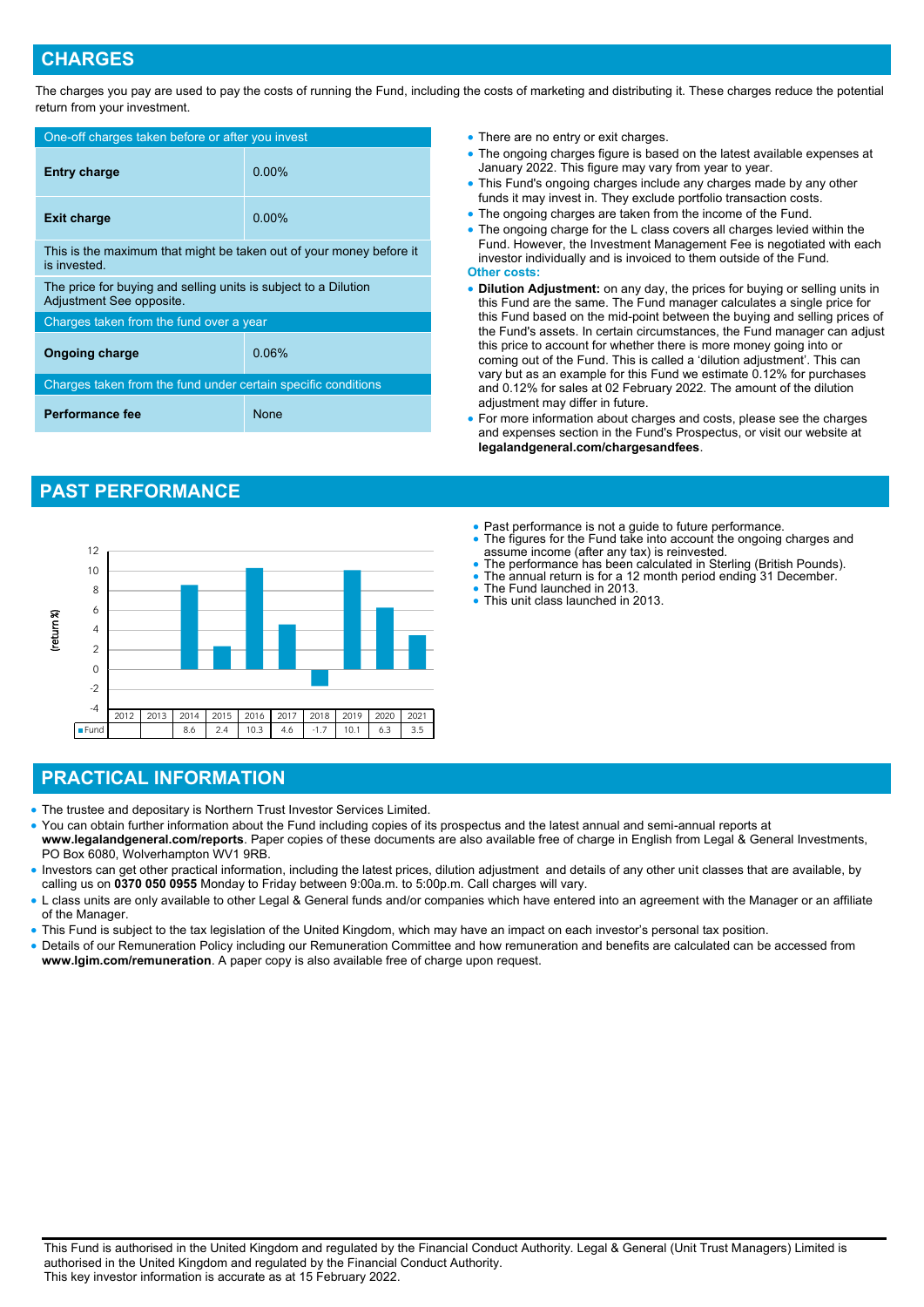## CHARGES

The charges you pay are used to pay the costs of running the Fund, including the costs of marketing and distributing it. These charges reduce the potential return from your investment.

| One-off charges taken before or after you invest | |
|---|---|
| **Entry charge** | 0.00% |
| **Exit charge** | 0.00% |
| This is the maximum that might be taken out of your money before it is invested. | |
| The price for buying and selling units is subject to a Dilution Adjustment See opposite. | |
| Charges taken from the fund over a year | |
| **Ongoing charge** | 0.06% |
| Charges taken from the fund under certain specific conditions | |
| **Performance fee** | None |

- There are no entry or exit charges.
- The ongoing charges figure is based on the latest available expenses at January 2022. This figure may vary from year to year.
- This Fund's ongoing charges include any charges made by any other funds it may invest in. They exclude portfolio transaction costs.
- The ongoing charges are taken from the income of the Fund.
- The ongoing charge for the L class covers all charges levied within the Fund. However, the Investment Management Fee is negotiated with each investor individually and is invoiced to them outside of the Fund.

**Other costs:**

- **Dilution Adjustment:** on any day, the prices for buying or selling units in this Fund are the same. The Fund manager calculates a single price for this Fund based on the mid-point between the buying and selling prices of the Fund's assets. In certain circumstances, the Fund manager can adjust this price to account for whether there is more money going into or coming out of the Fund. This is called a 'dilution adjustment'. This can vary but as an example for this Fund we estimate 0.12% for purchases and 0.12% for sales at 02 February 2022. The amount of the dilution adjustment may differ in future.
- For more information about charges and costs, please see the charges and expenses section in the Fund's Prospectus, or visit our website at **legalandgeneral.com/chargesandfees**.

## PAST PERFORMANCE

(return %)

12
10
8
6
4
2
0
-2
-4

2012 2013 2014 2015 2016 2017 2018 2019 2020 2021

Fund: 8.6 2.4 10.3 4.6 -1.7 10.1 6.3 3.5

- Past performance is not a guide to future performance.
- The figures for the Fund take into account the ongoing charges and assume income (after any tax) is reinvested.
- The performance has been calculated in Sterling (British Pounds).
- The annual return is for a 12 month period ending 31 December.
- The Fund launched in 2013.
- This unit class launched in 2013.

## PRACTICAL INFORMATION

- The trustee and depositary is Northern Trust Investor Services Limited.
- You can obtain further information about the Fund including copies of its prospectus and the latest annual and semi-annual reports at **www.legalandgeneral.com/reports**. Paper copies of these documents are also available free of charge in English from Legal & General Investments, PO Box 6080, Wolverhampton WV1 9RB.
- Investors can get other practical information, including the latest prices, dilution adjustment and details of any other unit classes that are available, by calling us on **0370 050 0955** Monday to Friday between 9:00a.m. to 5:00p.m. Call charges will vary.
- L class units are only available to other Legal & General funds and/or companies which have entered into an agreement with the Manager or an affiliate of the Manager.
- This Fund is subject to the tax legislation of the United Kingdom, which may have an impact on each investor's personal tax position.
- Details of our Remuneration Policy including our Remuneration Committee and how remuneration and benefits are calculated can be accessed from **www.lgim.com/remuneration**. A paper copy is also available free of charge upon request.

This Fund is authorised in the United Kingdom and regulated by the Financial Conduct Authority. Legal & General (Unit Trust Managers) Limited is authorised in the United Kingdom and regulated by the Financial Conduct Authority.
This key investor information is accurate as at 15 February 2022.